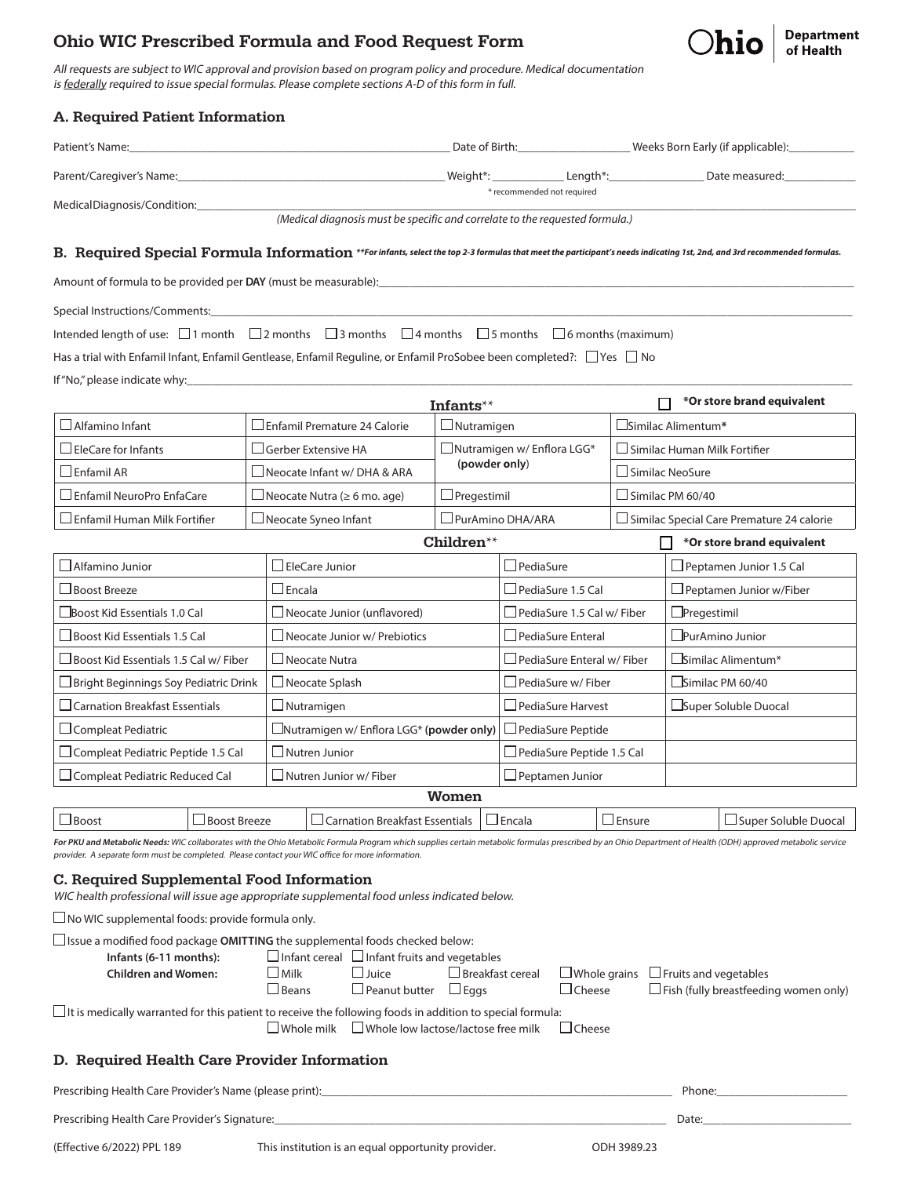# Ohio WIC Prescribed Formula and Food Request Form

Ohio Department of Health

*All requests are subject to WIC approval and provision based on program policy and procedure. Medical documentation is federally required to issue special formulas. Please complete sections A-D of this form in full.*

## A. Required Patient Information

Patient's Name:______________________ Date of Birth:__________ Weeks Born Early (if applicable):__________

Parent/Caregiver's Name:______________________ Weight*: __________ Length*:__________ Date measured:__________

\* recommended not required

MedicalDiagnosis/Condition:______________________________________________

*(Medical diagnosis must be specific and correlate to the requested formula.)*

## B. Required Special Formula Information

***For infants, select the top 2-3 formulas that meet the participant's needs indicating 1st, 2nd, and 3rd recommended formulas.***

Amount of formula to be provided per **DAY** (must be measurable):______________________________________________

Special Instructions/Comments:______________________________________________

Intended length of use: ☐ 1 month ☐ 2 months ☐ 3 months ☐ 4 months ☐ 5 months ☐ 6 months (maximum)

Has a trial with Enfamil Infant, Enfamil Gentlease, Enfamil Reguline, or Enfamil ProSobee been completed?: ☐ Yes ☐ No

If "No," please indicate why:______________________________________________

**Infants\*\*** ☐ **\*Or store brand equivalent**

| | | | |
|---|---|---|---|
| ☐ Alfamino Infant | ☐ Enfamil Premature 24 Calorie | ☐ Nutramigen | ☐ Similac Alimentum**\*** |
| ☐ EleCare for Infants | ☐ Gerber Extensive HA | ☐ Nutramigen w/ Enflora LGG\* (**powder only**) | ☐ Similac Human Milk Fortifier |
| ☐ Enfamil AR | ☐ Neocate Infant w/ DHA & ARA | | ☐ Similac NeoSure |
| ☐ Enfamil NeuroPro EnfaCare | ☐ Neocate Nutra (≥ 6 mo. age) | ☐ Pregestimil | ☐ Similac PM 60/40 |
| ☐ Enfamil Human Milk Fortifier | ☐ Neocate Syneo Infant | ☐ PurAmino DHA/ARA | ☐ Similac Special Care Premature 24 calorie |

**Children\*\*** ☐ **\*Or store brand equivalent**

| | | | |
|---|---|---|---|
| ☐ Alfamino Junior | ☐ EleCare Junior | ☐ PediaSure | ☐ Peptamen Junior 1.5 Cal |
| ☐ Boost Breeze | ☐ Encala | ☐ PediaSure 1.5 Cal | ☐ Peptamen Junior w/Fiber |
| ☐ Boost Kid Essentials 1.0 Cal | ☐ Neocate Junior (unflavored) | ☐ PediaSure 1.5 Cal w/ Fiber | ☐ Pregestimil |
| ☐ Boost Kid Essentials 1.5 Cal | ☐ Neocate Junior w/ Prebiotics | ☐ PediaSure Enteral | ☐ PurAmino Junior |
| ☐ Boost Kid Essentials 1.5 Cal w/ Fiber | ☐ Neocate Nutra | ☐ PediaSure Enteral w/ Fiber | ☐ Similac Alimentum\* |
| ☐ Bright Beginnings Soy Pediatric Drink | ☐ Neocate Splash | ☐ PediaSure w/ Fiber | ☐ Similac PM 60/40 |
| ☐ Carnation Breakfast Essentials | ☐ Nutramigen | ☐ PediaSure Harvest | ☐ Super Soluble Duocal |
| ☐ Compleat Pediatric | ☐ Nutramigen w/ Enflora LGG\* (**powder only**) | ☐ PediaSure Peptide | |
| ☐ Compleat Pediatric Peptide 1.5 Cal | ☐ Nutren Junior | ☐ PediaSure Peptide 1.5 Cal | |
| ☐ Compleat Pediatric Reduced Cal | ☐ Nutren Junior w/ Fiber | ☐ Peptamen Junior | |

**Women**

| | | | | | |
|---|---|---|---|---|---|
| ☐ Boost | ☐ Boost Breeze | ☐ Carnation Breakfast Essentials | ☐ Encala | ☐ Ensure | ☐ Super Soluble Duocal |

***For PKU and Metabolic Needs:*** *WIC collaborates with the Ohio Metabolic Formula Program which supplies certain metabolic formulas prescribed by an Ohio Department of Health (ODH) approved metabolic service provider. A separate form must be completed. Please contact your WIC office for more information.*

## C. Required Supplemental Food Information

*WIC health professional will issue age appropriate supplemental food unless indicated below.*

☐ No WIC supplemental foods: provide formula only.

☐ Issue a modified food package **OMITTING** the supplemental foods checked below:

**Infants (6-11 months):** ☐ Infant cereal ☐ Infant fruits and vegetables

**Children and Women:** ☐ Milk ☐ Juice ☐ Breakfast cereal ☐ Whole grains ☐ Fruits and vegetables ☐ Beans ☐ Peanut butter ☐ Eggs ☐ Cheese ☐ Fish (fully breastfeeding women only)

☐ It is medically warranted for this patient to receive the following foods in addition to special formula:

☐ Whole milk ☐ Whole low lactose/lactose free milk ☐ Cheese

## D. Required Health Care Provider Information

Prescribing Health Care Provider's Name (please print):______________________ Phone:__________

Prescribing Health Care Provider's Signature:______________________ Date:__________

(Effective 6/2022) PPL 189 This institution is an equal opportunity provider. ODH 3989.23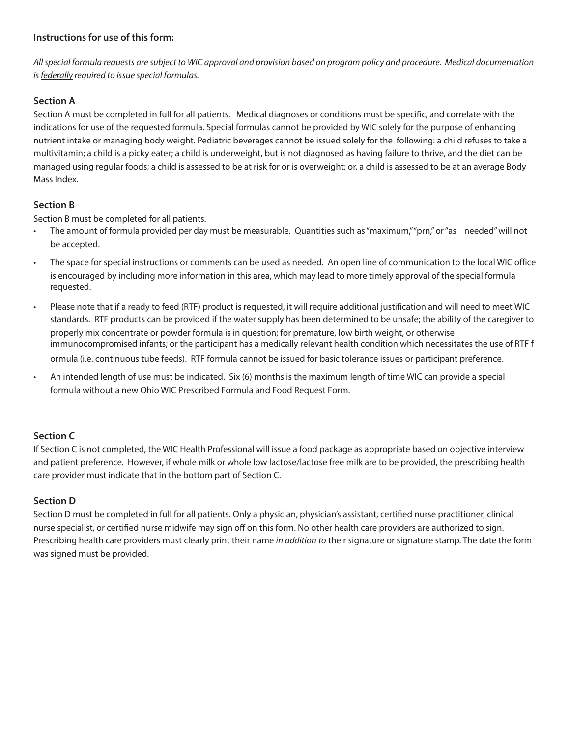**Instructions for use of this form:**

*All special formula requests are subject to WIC approval and provision based on program policy and procedure. Medical documentation is federally required to issue special formulas.*

### Section A

Section A must be completed in full for all patients. Medical diagnoses or conditions must be specific, and correlate with the indications for use of the requested formula. Special formulas cannot be provided by WIC solely for the purpose of enhancing nutrient intake or managing body weight. Pediatric beverages cannot be issued solely for the following: a child refuses to take a multivitamin; a child is a picky eater; a child is underweight, but is not diagnosed as having failure to thrive, and the diet can be managed using regular foods; a child is assessed to be at risk for or is overweight; or, a child is assessed to be at an average Body Mass Index.

### Section B

Section B must be completed for all patients.

- The amount of formula provided per day must be measurable. Quantities such as "maximum," "prn," or "as needed" will not be accepted.
- The space for special instructions or comments can be used as needed. An open line of communication to the local WIC office is encouraged by including more information in this area, which may lead to more timely approval of the special formula requested.
- Please note that if a ready to feed (RTF) product is requested, it will require additional justification and will need to meet WIC standards. RTF products can be provided if the water supply has been determined to be unsafe; the ability of the caregiver to properly mix concentrate or powder formula is in question; for premature, low birth weight, or otherwise immunocompromised infants; or the participant has a medically relevant health condition which necessitates the use of RTF formula (i.e. continuous tube feeds). RTF formula cannot be issued for basic tolerance issues or participant preference.
- An intended length of use must be indicated. Six (6) months is the maximum length of time WIC can provide a special formula without a new Ohio WIC Prescribed Formula and Food Request Form.

### Section C

If Section C is not completed, the WIC Health Professional will issue a food package as appropriate based on objective interview and patient preference. However, if whole milk or whole low lactose/lactose free milk are to be provided, the prescribing health care provider must indicate that in the bottom part of Section C.

### Section D

Section D must be completed in full for all patients. Only a physician, physician's assistant, certified nurse practitioner, clinical nurse specialist, or certified nurse midwife may sign off on this form. No other health care providers are authorized to sign. Prescribing health care providers must clearly print their name *in addition to* their signature or signature stamp. The date the form was signed must be provided.